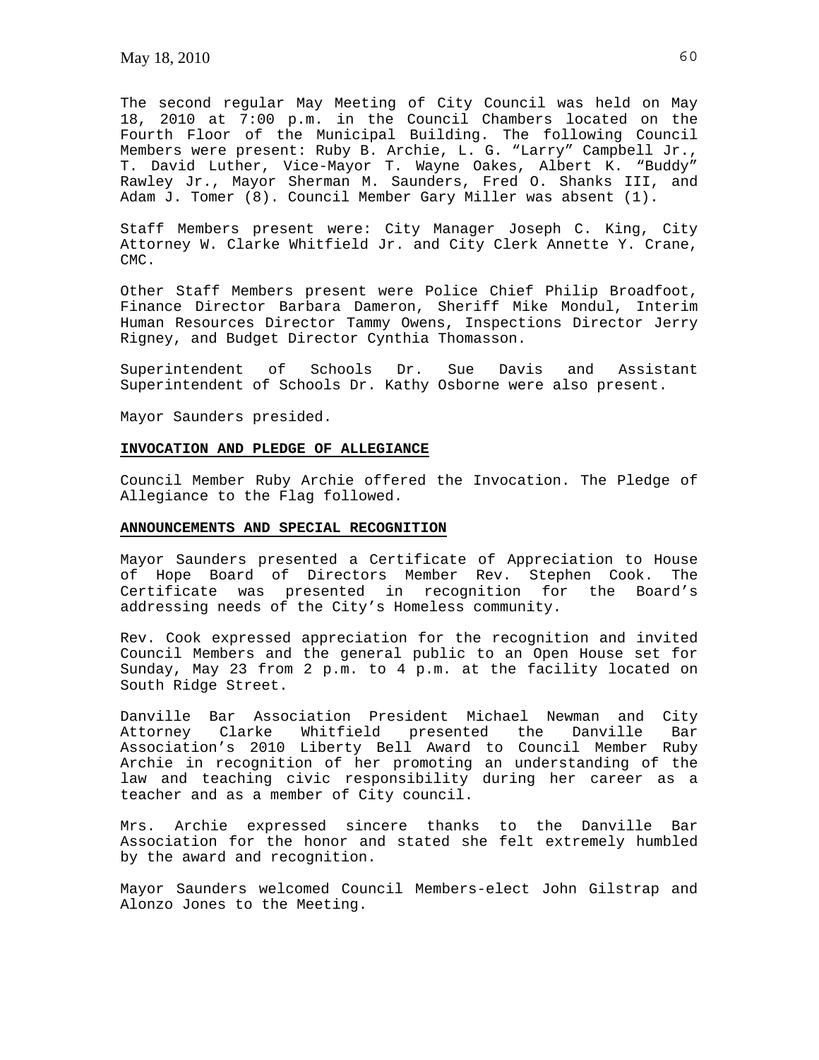The second regular May Meeting of City Council was held on May 18, 2010 at 7:00 p.m. in the Council Chambers located on the Fourth Floor of the Municipal Building. The following Council Members were present: Ruby B. Archie, L. G. "Larry" Campbell Jr., T. David Luther, Vice-Mayor T. Wayne Oakes, Albert K. "Buddy" Rawley Jr., Mayor Sherman M. Saunders, Fred O. Shanks III, and Adam J. Tomer (8). Council Member Gary Miller was absent (1).

Staff Members present were: City Manager Joseph C. King, City Attorney W. Clarke Whitfield Jr. and City Clerk Annette Y. Crane, CMC.

Other Staff Members present were Police Chief Philip Broadfoot, Finance Director Barbara Dameron, Sheriff Mike Mondul, Interim Human Resources Director Tammy Owens, Inspections Director Jerry Rigney, and Budget Director Cynthia Thomasson.

Superintendent of Schools Dr. Sue Davis and Assistant Superintendent of Schools Dr. Kathy Osborne were also present.

Mayor Saunders presided.

**INVOCATION AND PLEDGE OF ALLEGIANCE**

Council Member Ruby Archie offered the Invocation. The Pledge of Allegiance to the Flag followed.

**ANNOUNCEMENTS AND SPECIAL RECOGNITION**

Mayor Saunders presented a Certificate of Appreciation to House of Hope Board of Directors Member Rev. Stephen Cook. The Certificate was presented in recognition for the Board's addressing needs of the City's Homeless community.

Rev. Cook expressed appreciation for the recognition and invited Council Members and the general public to an Open House set for Sunday, May 23 from 2 p.m. to 4 p.m. at the facility located on South Ridge Street.

Danville Bar Association President Michael Newman and City Attorney Clarke Whitfield presented the Danville Bar Association's 2010 Liberty Bell Award to Council Member Ruby Archie in recognition of her promoting an understanding of the law and teaching civic responsibility during her career as a teacher and as a member of City council.

Mrs. Archie expressed sincere thanks to the Danville Bar Association for the honor and stated she felt extremely humbled by the award and recognition.

Mayor Saunders welcomed Council Members-elect John Gilstrap and Alonzo Jones to the Meeting.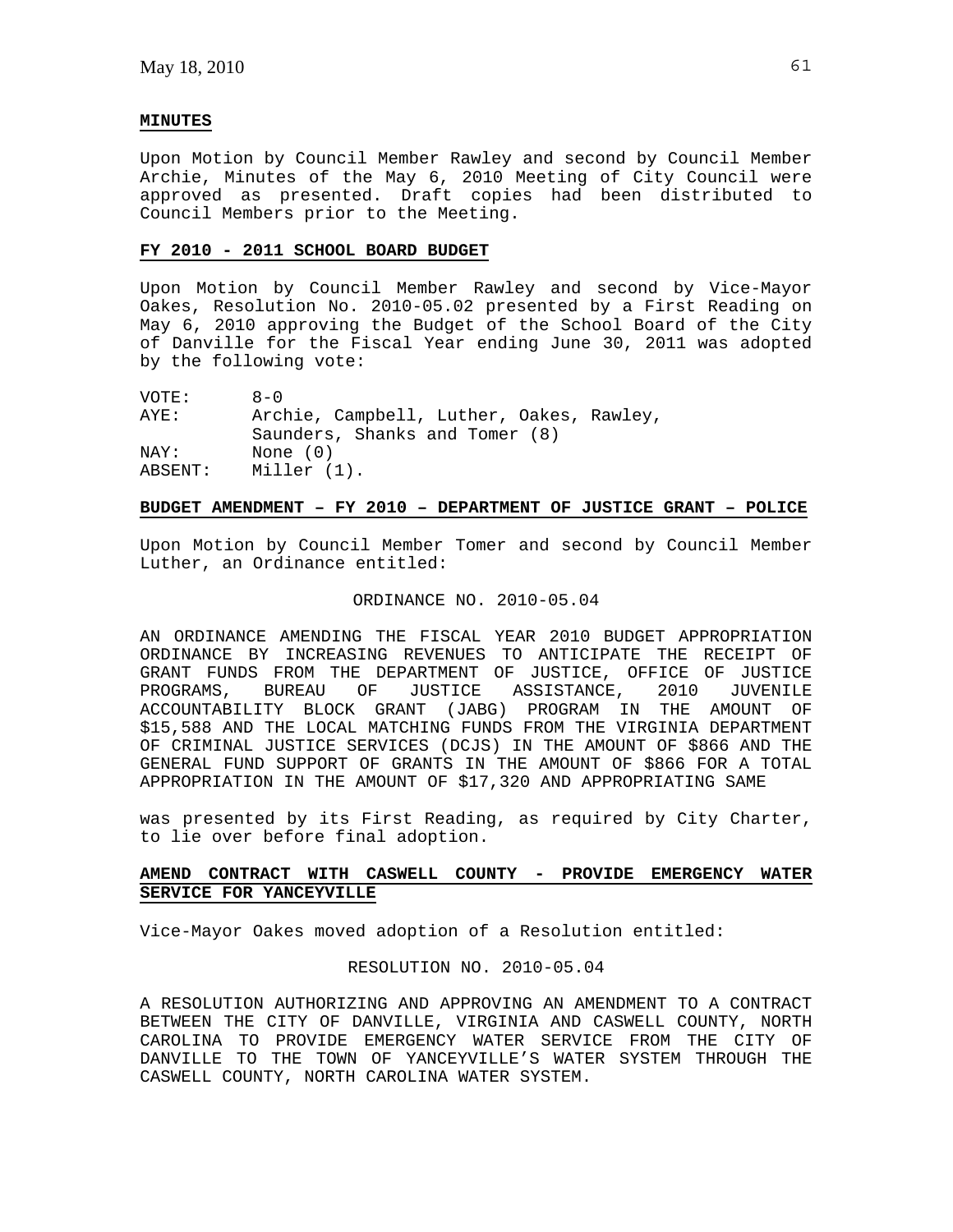**MINUTES**

Upon Motion by Council Member Rawley and second by Council Member Archie, Minutes of the May 6, 2010 Meeting of City Council were approved as presented. Draft copies had been distributed to Council Members prior to the Meeting.

**FY 2010 - 2011 SCHOOL BOARD BUDGET**

Upon Motion by Council Member Rawley and second by Vice-Mayor Oakes, Resolution No. 2010-05.02 presented by a First Reading on May 6, 2010 approving the Budget of the School Board of the City of Danville for the Fiscal Year ending June 30, 2011 was adopted by the following vote:

| | |
|---|---|
| VOTE: | 8-0 |
| AYE: | Archie, Campbell, Luther, Oakes, Rawley, Saunders, Shanks and Tomer (8) |
| NAY: | None (0) |
| ABSENT: | Miller (1). |

**BUDGET AMENDMENT – FY 2010 – DEPARTMENT OF JUSTICE GRANT – POLICE**

Upon Motion by Council Member Tomer and second by Council Member Luther, an Ordinance entitled:

ORDINANCE NO. 2010-05.04

AN ORDINANCE AMENDING THE FISCAL YEAR 2010 BUDGET APPROPRIATION ORDINANCE BY INCREASING REVENUES TO ANTICIPATE THE RECEIPT OF GRANT FUNDS FROM THE DEPARTMENT OF JUSTICE, OFFICE OF JUSTICE PROGRAMS, BUREAU OF JUSTICE ASSISTANCE, 2010 JUVENILE ACCOUNTABILITY BLOCK GRANT (JABG) PROGRAM IN THE AMOUNT OF $15,588 AND THE LOCAL MATCHING FUNDS FROM THE VIRGINIA DEPARTMENT OF CRIMINAL JUSTICE SERVICES (DCJS) IN THE AMOUNT OF $866 AND THE GENERAL FUND SUPPORT OF GRANTS IN THE AMOUNT OF $866 FOR A TOTAL APPROPRIATION IN THE AMOUNT OF $17,320 AND APPROPRIATING SAME

was presented by its First Reading, as required by City Charter, to lie over before final adoption.

**AMEND CONTRACT WITH CASWELL COUNTY - PROVIDE EMERGENCY WATER SERVICE FOR YANCEYVILLE**

Vice-Mayor Oakes moved adoption of a Resolution entitled:

RESOLUTION NO. 2010-05.04

A RESOLUTION AUTHORIZING AND APPROVING AN AMENDMENT TO A CONTRACT BETWEEN THE CITY OF DANVILLE, VIRGINIA AND CASWELL COUNTY, NORTH CAROLINA TO PROVIDE EMERGENCY WATER SERVICE FROM THE CITY OF DANVILLE TO THE TOWN OF YANCEYVILLE'S WATER SYSTEM THROUGH THE CASWELL COUNTY, NORTH CAROLINA WATER SYSTEM.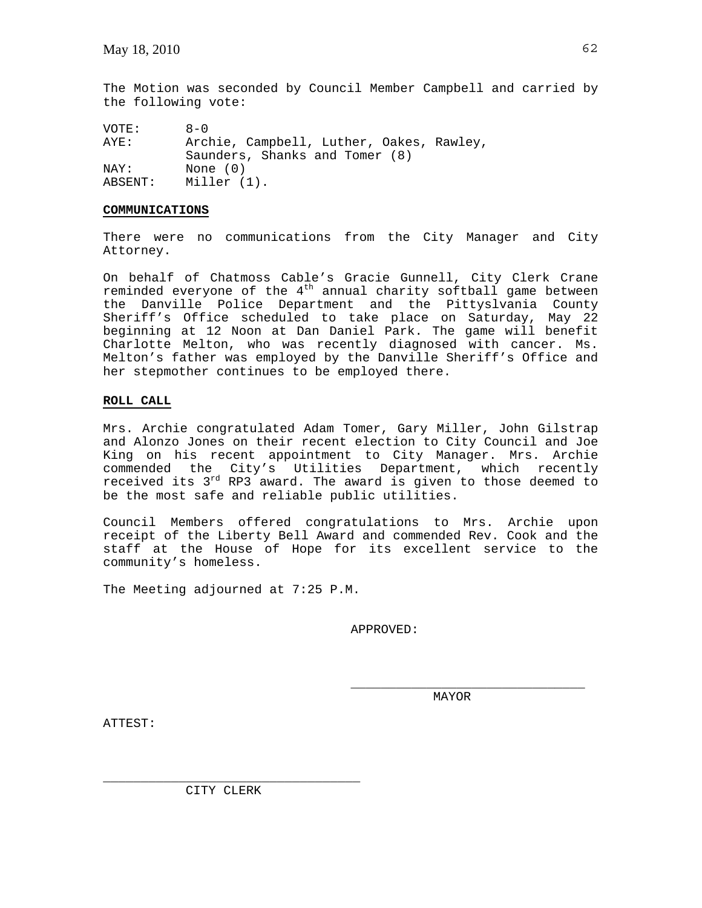The Motion was seconded by Council Member Campbell and carried by the following vote:

| | |
|---|---|
| VOTE: | 8-0 |
| AYE: | Archie, Campbell, Luther, Oakes, Rawley, Saunders, Shanks and Tomer (8) |
| NAY: | None (0) |
| ABSENT: | Miller (1). |

**COMMUNICATIONS**

There were no communications from the City Manager and City Attorney.

On behalf of Chatmoss Cable's Gracie Gunnell, City Clerk Crane reminded everyone of the 4th annual charity softball game between the Danville Police Department and the Pittyslvania County Sheriff's Office scheduled to take place on Saturday, May 22 beginning at 12 Noon at Dan Daniel Park. The game will benefit Charlotte Melton, who was recently diagnosed with cancer. Ms. Melton's father was employed by the Danville Sheriff's Office and her stepmother continues to be employed there.

**ROLL CALL**

Mrs. Archie congratulated Adam Tomer, Gary Miller, John Gilstrap and Alonzo Jones on their recent election to City Council and Joe King on his recent appointment to City Manager. Mrs. Archie commended the City's Utilities Department, which recently received its 3rd RP3 award. The award is given to those deemed to be the most safe and reliable public utilities.

Council Members offered congratulations to Mrs. Archie upon receipt of the Liberty Bell Award and commended Rev. Cook and the staff at the House of Hope for its excellent service to the community's homeless.

The Meeting adjourned at 7:25 P.M.

APPROVED:

\_\_\_\_\_\_\_\_\_\_\_\_\_\_\_\_\_\_\_\_\_\_\_\_\_\_\_\_\_\_
MAYOR

ATTEST:

\_\_\_\_\_\_\_\_\_\_\_\_\_\_\_\_\_\_\_\_\_\_\_\_\_\_\_\_\_\_
CITY CLERK